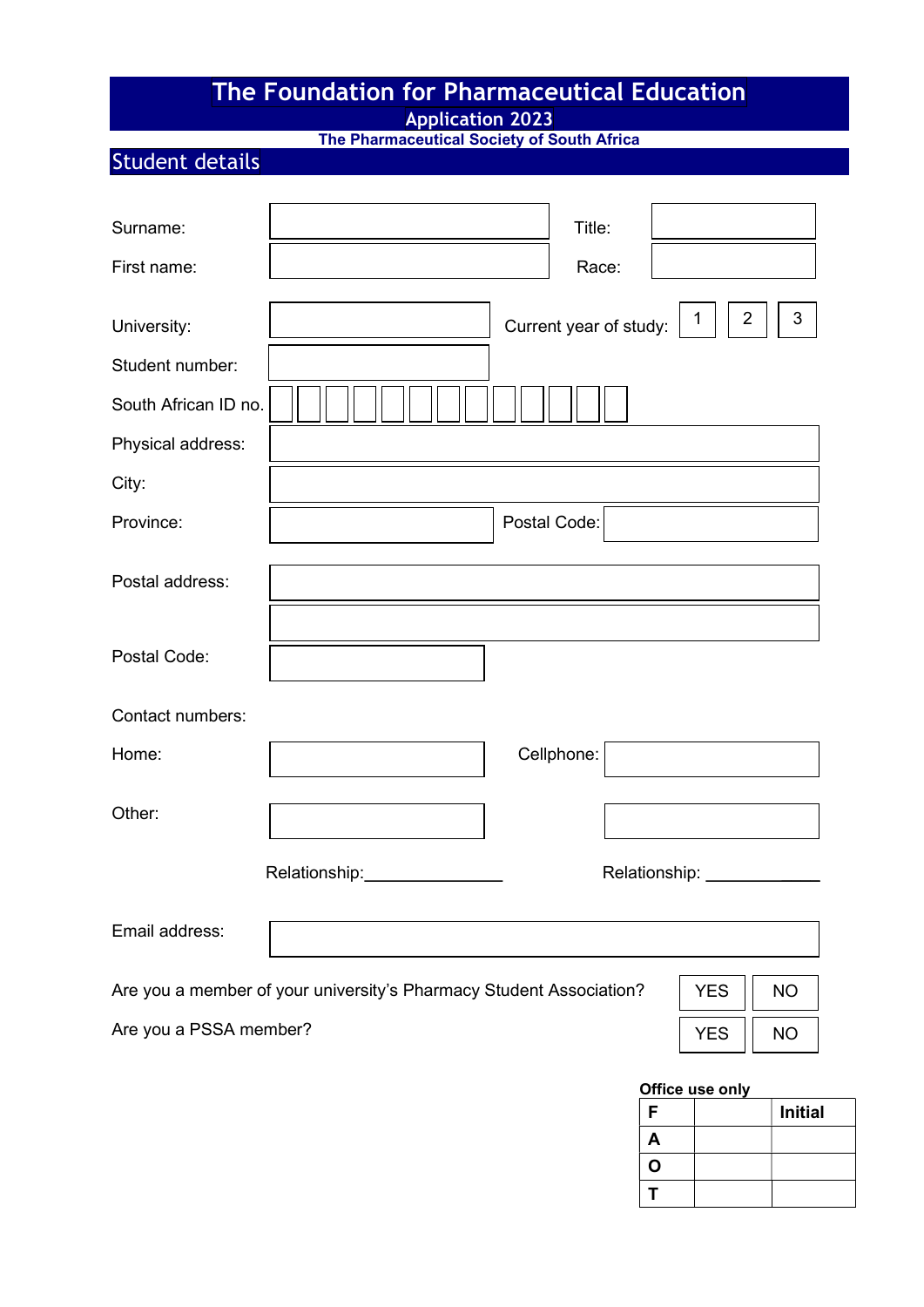# The Foundation for Pharmaceutical Education

## Application 2023

**The Pharmaceutical Society of South Africa**

## Student details

Surname: | Title:

First name: | Race:

University: | Current year of study: 1 2 3

Student number:

South African ID no.

Physical address:

City:

Province: | Postal Code:

Postal address:

Postal Code:

Contact numbers:

Home: | Cellphone:

Other:

Relationship:_______________ | Relationship: ____________

Email address:

Are you a member of your university's Pharmacy Student Association? YES NO

Are you a PSSA member? YES NO

**Office use only**

| **F** | | **Initial** |
|---|---|---|
| **A** | | |
| **O** | | |
| **T** | | |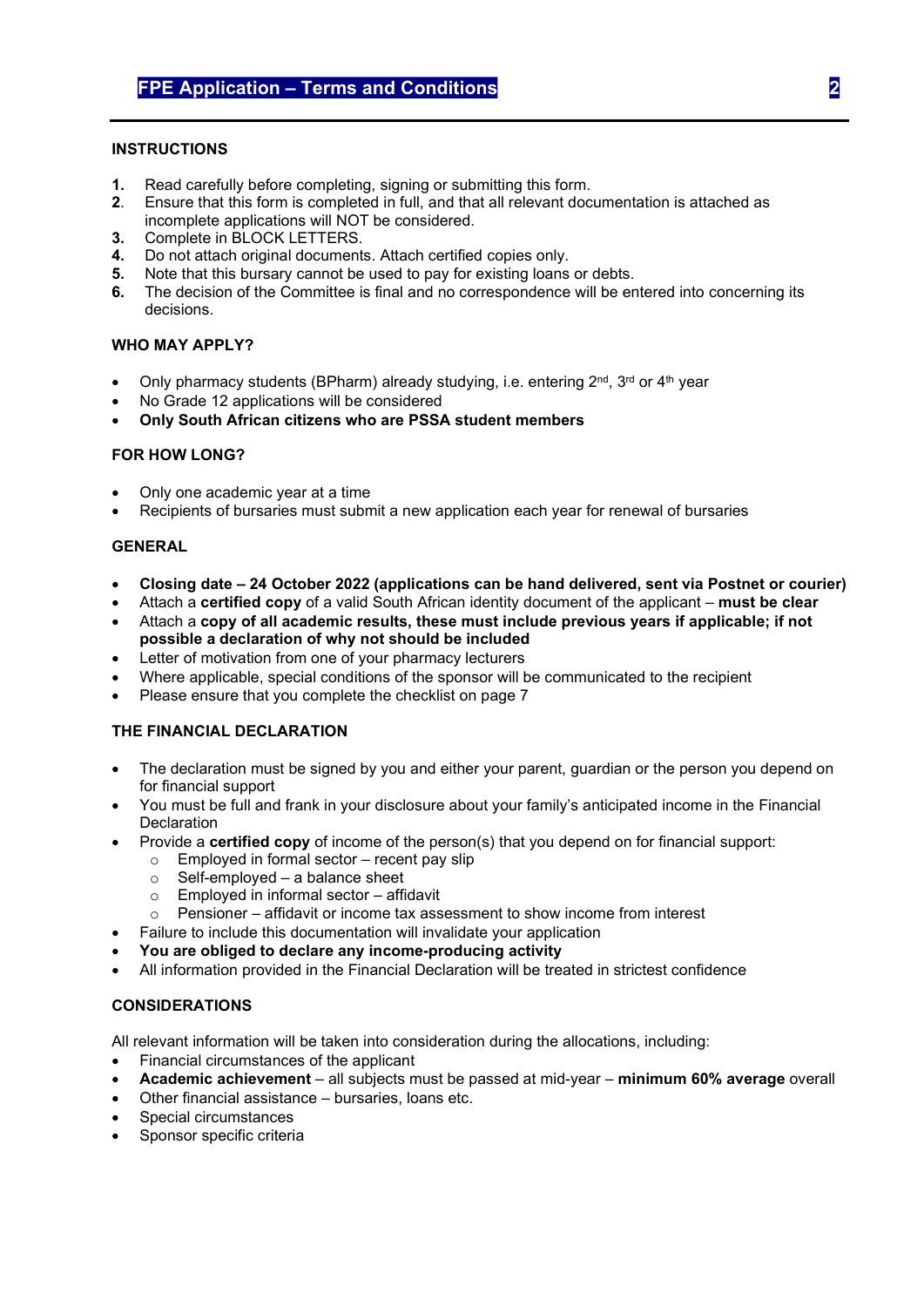## INSTRUCTIONS

1. Read carefully before completing, signing or submitting this form.
2. Ensure that this form is completed in full, and that all relevant documentation is attached as incomplete applications will NOT be considered.
3. Complete in BLOCK LETTERS.
4. Do not attach original documents. Attach certified copies only.
5. Note that this bursary cannot be used to pay for existing loans or debts.
6. The decision of the Committee is final and no correspondence will be entered into concerning its decisions.

## WHO MAY APPLY?

- Only pharmacy students (BPharm) already studying, i.e. entering 2nd, 3rd or 4th year
- No Grade 12 applications will be considered
- **Only South African citizens who are PSSA student members**

## FOR HOW LONG?

- Only one academic year at a time
- Recipients of bursaries must submit a new application each year for renewal of bursaries

## GENERAL

- **Closing date – 24 October 2022 (applications can be hand delivered, sent via Postnet or courier)**
- Attach a **certified copy** of a valid South African identity document of the applicant – **must be clear**
- Attach a **copy of all academic results, these must include previous years if applicable; if not possible a declaration of why not should be included**
- Letter of motivation from one of your pharmacy lecturers
- Where applicable, special conditions of the sponsor will be communicated to the recipient
- Please ensure that you complete the checklist on page 7

## THE FINANCIAL DECLARATION

- The declaration must be signed by you and either your parent, guardian or the person you depend on for financial support
- You must be full and frank in your disclosure about your family's anticipated income in the Financial Declaration
- Provide a **certified copy** of income of the person(s) that you depend on for financial support:
  - Employed in formal sector – recent pay slip
  - Self-employed – a balance sheet
  - Employed in informal sector – affidavit
  - Pensioner – affidavit or income tax assessment to show income from interest
- Failure to include this documentation will invalidate your application
- **You are obliged to declare any income-producing activity**
- All information provided in the Financial Declaration will be treated in strictest confidence

## CONSIDERATIONS

All relevant information will be taken into consideration during the allocations, including:

- Financial circumstances of the applicant
- **Academic achievement** – all subjects must be passed at mid-year – **minimum 60% average** overall
- Other financial assistance – bursaries, loans etc.
- Special circumstances
- Sponsor specific criteria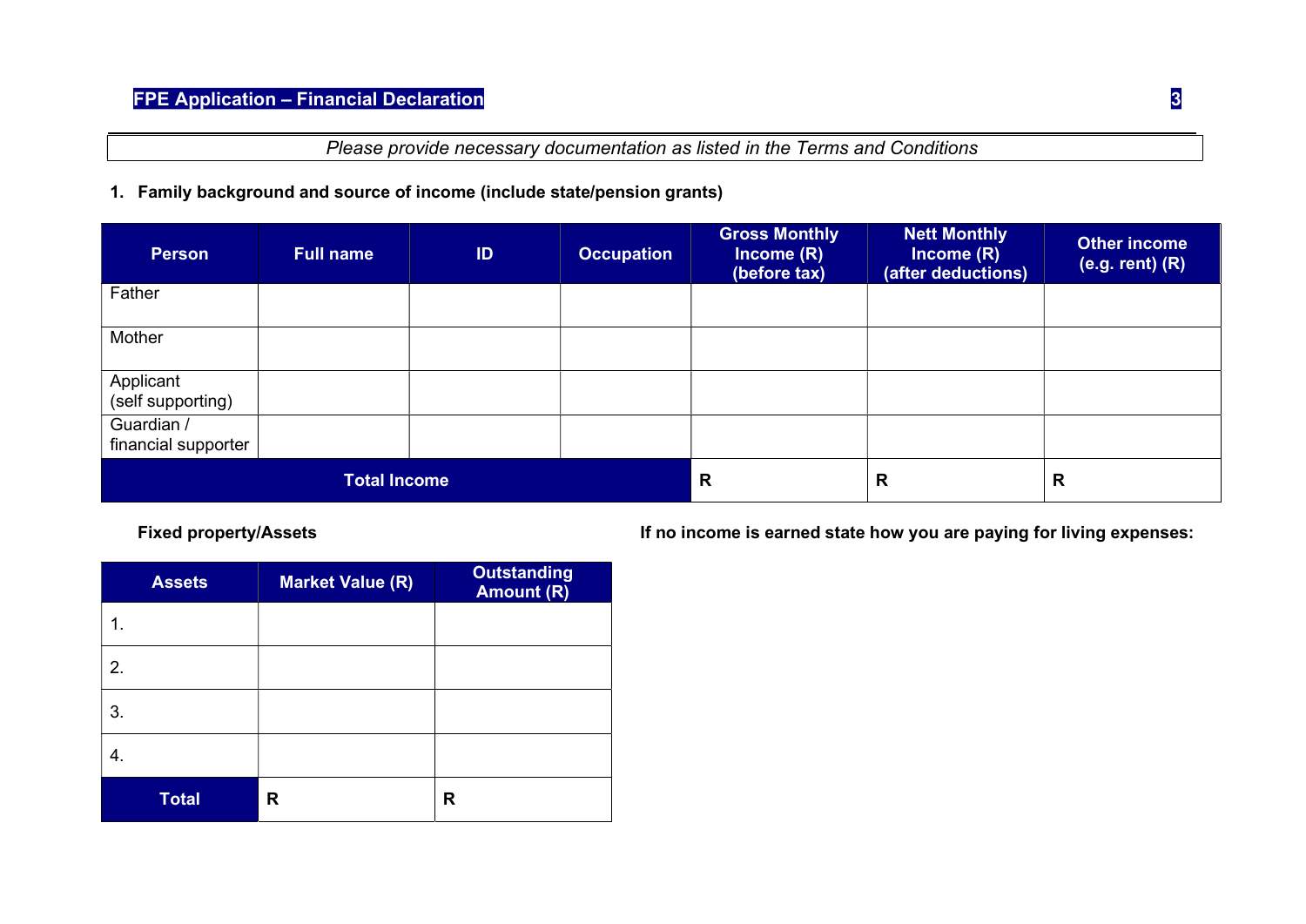*Please provide necessary documentation as listed in the Terms and Conditions*

**1. Family background and source of income (include state/pension grants)**

| Person | Full name | ID | Occupation | Gross Monthly Income (R) (before tax) | Nett Monthly Income (R) (after deductions) | Other income (e.g. rent) (R) |
|---|---|---|---|---|---|---|
| Father | | | | | | |
| Mother | | | | | | |
| Applicant (self supporting) | | | | | | |
| Guardian / financial supporter | | | | | | |
| **Total Income** | | | | **R** | **R** | **R** |

**Fixed property/Assets**

| Assets | Market Value (R) | Outstanding Amount (R) |
|---|---|---|
| 1. | | |
| 2. | | |
| 3. | | |
| 4. | | |
| **Total** | **R** | **R** |

**If no income is earned state how you are paying for living expenses:**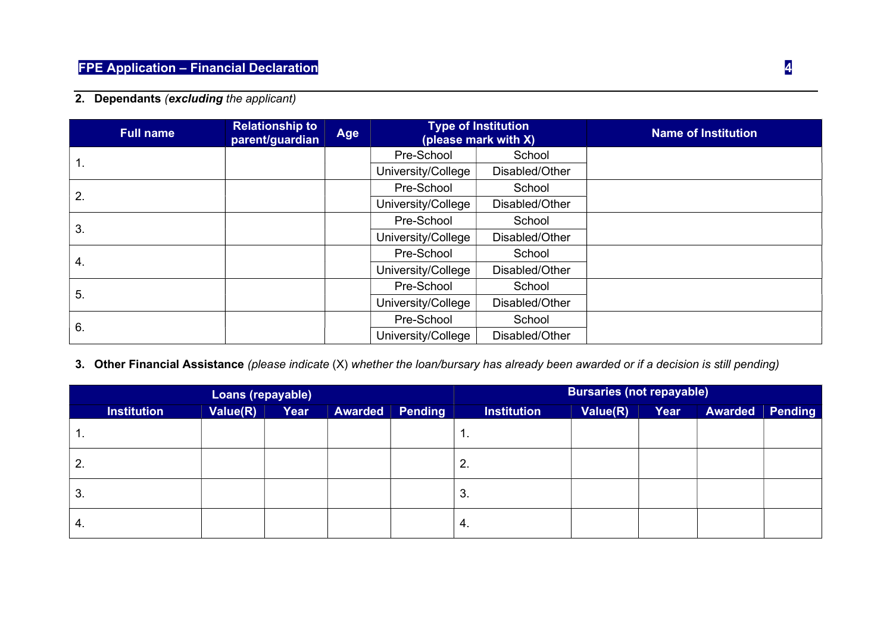**2. Dependants** *(**excluding** the applicant)*

| Full name | Relationship to parent/guardian | Age | Type of Institution (please mark with X) | | Name of Institution |
|---|---|---|---|---|---|
| 1. | | | Pre-School | School | |
| | | | University/College | Disabled/Other | |
| 2. | | | Pre-School | School | |
| | | | University/College | Disabled/Other | |
| 3. | | | Pre-School | School | |
| | | | University/College | Disabled/Other | |
| 4. | | | Pre-School | School | |
| | | | University/College | Disabled/Other | |
| 5. | | | Pre-School | School | |
| | | | University/College | Disabled/Other | |
| 6. | | | Pre-School | School | |
| | | | University/College | Disabled/Other | |

**3. Other Financial Assistance** *(please indicate* (X) *whether the loan/bursary has already been awarded or if a decision is still pending)*

| Loans (repayable) | | | | | Bursaries (not repayable) | | | | |
|---|---|---|---|---|---|---|---|---|---|
| Institution | Value(R) | Year | Awarded | Pending | Institution | Value(R) | Year | Awarded | Pending |
| 1. | | | | | 1. | | | | |
| 2. | | | | | 2. | | | | |
| 3. | | | | | 3. | | | | |
| 4. | | | | | 4. | | | | |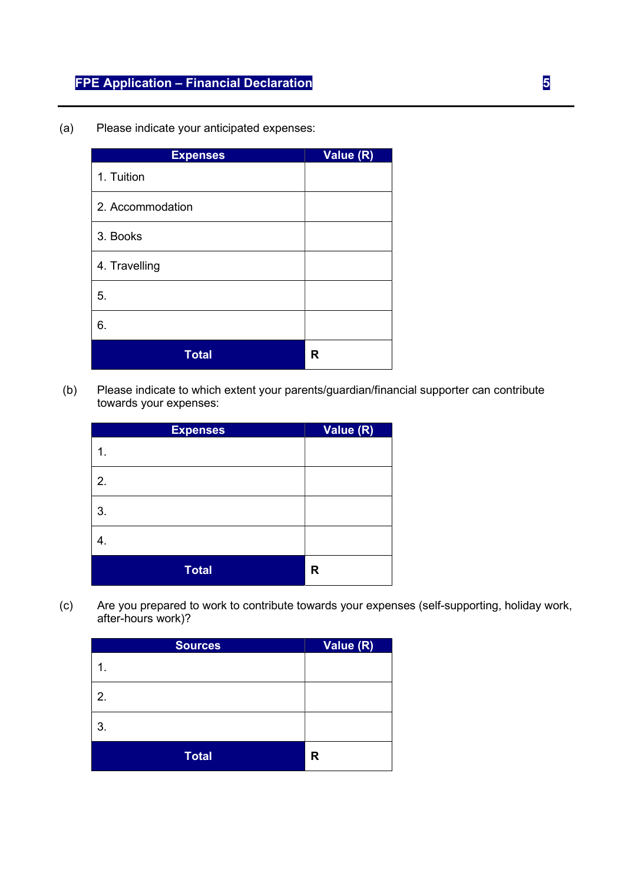(a) Please indicate your anticipated expenses:

| Expenses | Value (R) |
| --- | --- |
| 1. Tuition | |
| 2. Accommodation | |
| 3. Books | |
| 4. Travelling | |
| 5. | |
| 6. | |
| **Total** | **R** |

(b) Please indicate to which extent your parents/guardian/financial supporter can contribute towards your expenses:

| Expenses | Value (R) |
| --- | --- |
| 1. | |
| 2. | |
| 3. | |
| 4. | |
| **Total** | **R** |

(c) Are you prepared to work to contribute towards your expenses (self-supporting, holiday work, after-hours work)?

| Sources | Value (R) |
| --- | --- |
| 1. | |
| 2. | |
| 3. | |
| **Total** | **R** |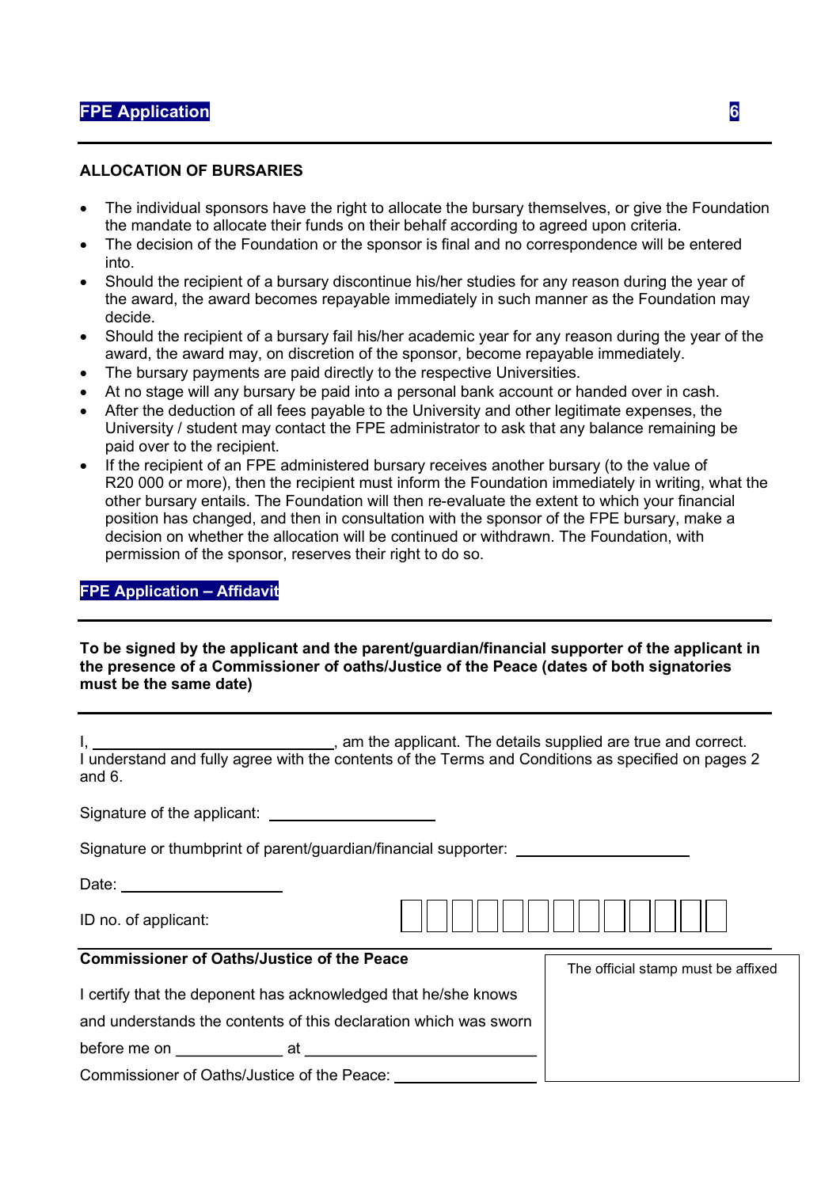## ALLOCATION OF BURSARIES

- The individual sponsors have the right to allocate the bursary themselves, or give the Foundation the mandate to allocate their funds on their behalf according to agreed upon criteria.
- The decision of the Foundation or the sponsor is final and no correspondence will be entered into.
- Should the recipient of a bursary discontinue his/her studies for any reason during the year of the award, the award becomes repayable immediately in such manner as the Foundation may decide.
- Should the recipient of a bursary fail his/her academic year for any reason during the year of the award, the award may, on discretion of the sponsor, become repayable immediately.
- The bursary payments are paid directly to the respective Universities.
- At no stage will any bursary be paid into a personal bank account or handed over in cash.
- After the deduction of all fees payable to the University and other legitimate expenses, the University / student may contact the FPE administrator to ask that any balance remaining be paid over to the recipient.
- If the recipient of an FPE administered bursary receives another bursary (to the value of R20 000 or more), then the recipient must inform the Foundation immediately in writing, what the other bursary entails. The Foundation will then re-evaluate the extent to which your financial position has changed, and then in consultation with the sponsor of the FPE bursary, make a decision on whether the allocation will be continued or withdrawn. The Foundation, with permission of the sponsor, reserves their right to do so.

## FPE Application – Affidavit

**To be signed by the applicant and the parent/guardian/financial supporter of the applicant in the presence of a Commissioner of oaths/Justice of the Peace (dates of both signatories must be the same date)**

I, ______________________________, am the applicant. The details supplied are true and correct. I understand and fully agree with the contents of the Terms and Conditions as specified on pages 2 and 6.

Signature of the applicant: ____________________

Signature or thumbprint of parent/guardian/financial supporter: ____________________

Date: ____________________

ID no. of applicant: | | | | | | | | | | | | | |

**Commissioner of Oaths/Justice of the Peace**

I certify that the deponent has acknowledged that he/she knows and understands the contents of this declaration which was sworn before me on ____________ at ____________________________

Commissioner of Oaths/Justice of the Peace: ________________

The official stamp must be affixed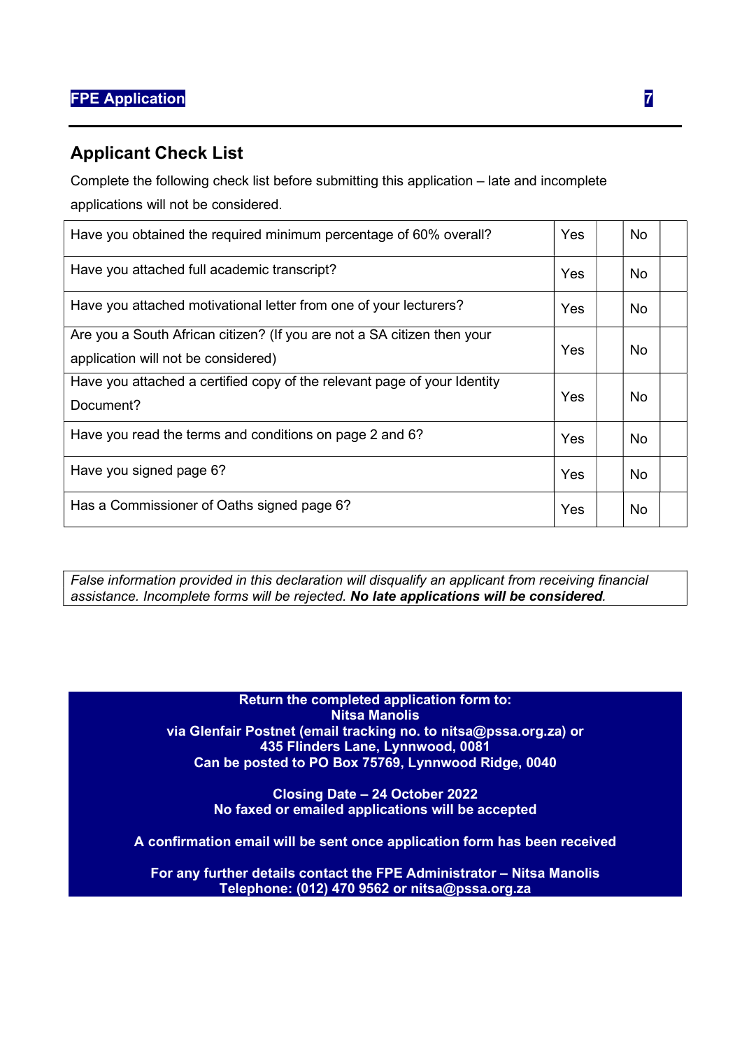## Applicant Check List

Complete the following check list before submitting this application – late and incomplete applications will not be considered.

| | | | | |
|---|---|---|---|---|
| Have you obtained the required minimum percentage of 60% overall? | Yes | | No | |
| Have you attached full academic transcript? | Yes | | No | |
| Have you attached motivational letter from one of your lecturers? | Yes | | No | |
| Are you a South African citizen? (If you are not a SA citizen then your application will not be considered) | Yes | | No | |
| Have you attached a certified copy of the relevant page of your Identity Document? | Yes | | No | |
| Have you read the terms and conditions on page 2 and 6? | Yes | | No | |
| Have you signed page 6? | Yes | | No | |
| Has a Commissioner of Oaths signed page 6? | Yes | | No | |

*False information provided in this declaration will disqualify an applicant from receiving financial assistance. Incomplete forms will be rejected.* ***No late applications will be considered*****.**

**Return the completed application form to:**
**Nitsa Manolis**
**via Glenfair Postnet (email tracking no. to nitsa@pssa.org.za) or**
**435 Flinders Lane, Lynnwood, 0081**
**Can be posted to PO Box 75769, Lynnwood Ridge, 0040**

**Closing Date – 24 October 2022**
**No faxed or emailed applications will be accepted**

**A confirmation email will be sent once application form has been received**

**For any further details contact the FPE Administrator – Nitsa Manolis**
**Telephone: (012) 470 9562 or nitsa@pssa.org.za**